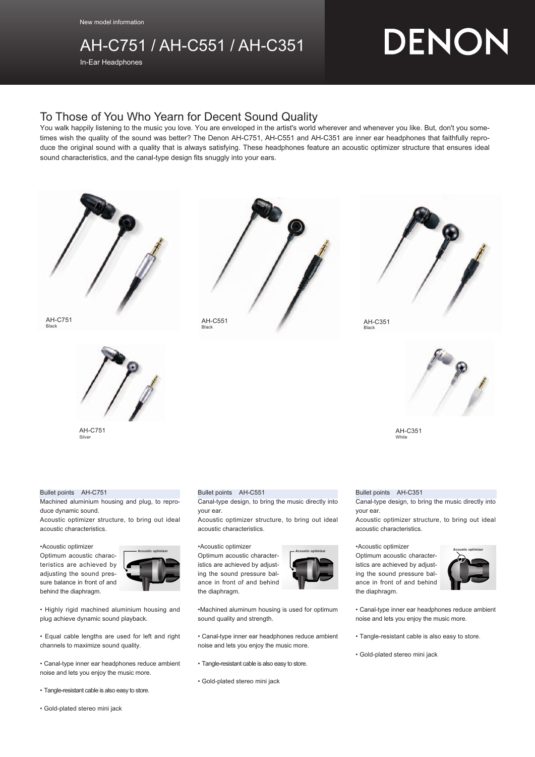New model information

# AH-C751 / AH-C551 / AH-C351

In-Ear Headphones

DENON

## To Those of You Who Yearn for Decent Sound Quality

You walk happily listening to the music you love. You are enveloped in the artist's world wherever and whenever you like. But, don't you sometimes wish the quality of the sound was better? The Denon AH-C751, AH-C551 and AH-C351 are inner ear headphones that faithfully reproduce the original sound with a quality that is always satisfying. These headphones feature an acoustic optimizer structure that ensures ideal sound characteristics, and the canal-type design fits snuggly into your ears.

AH-C751
Black

AH-C551
Black

AH-C351
Black

AH-C751
Silver

AH-C351
White

### Bullet points AH-C751

Machined aluminium housing and plug, to reproduce dynamic sound.

Acoustic optimizer structure, to bring out ideal acoustic characteristics.

•Acoustic optimizer
Optimum acoustic characteristics are achieved by adjusting the sound pressure balance in front of and behind the diaphragm.

Acoustic optimizer

• Highly rigid machined aluminium housing and plug achieve dynamic sound playback.

• Equal cable lengths are used for left and right channels to maximize sound quality.

• Canal-type inner ear headphones reduce ambient noise and lets you enjoy the music more.

• Tangle-resistant cable is also easy to store.

• Gold-plated stereo mini jack

### Bullet points AH-C551

Canal-type design, to bring the music directly into your ear.

Acoustic optimizer structure, to bring out ideal acoustic characteristics.

•Acoustic optimizer
Optimum acoustic characteristics are achieved by adjusting the sound pressure balance in front of and behind the diaphragm.

Acoustic optimizer

•Machined aluminum housing is used for optimum sound quality and strength.

• Canal-type inner ear headphones reduce ambient noise and lets you enjoy the music more.

• Tangle-resistant cable is also easy to store.

• Gold-plated stereo mini jack

### Bullet points AH-C351

Canal-type design, to bring the music directly into your ear.

Acoustic optimizer structure, to bring out ideal acoustic characteristics.

•Acoustic optimizer
Optimum acoustic characteristics are achieved by adjusting the sound pressure balance in front of and behind the diaphragm.

Acoustic optimizer

• Canal-type inner ear headphones reduce ambient noise and lets you enjoy the music more.

• Tangle-resistant cable is also easy to store.

• Gold-plated stereo mini jack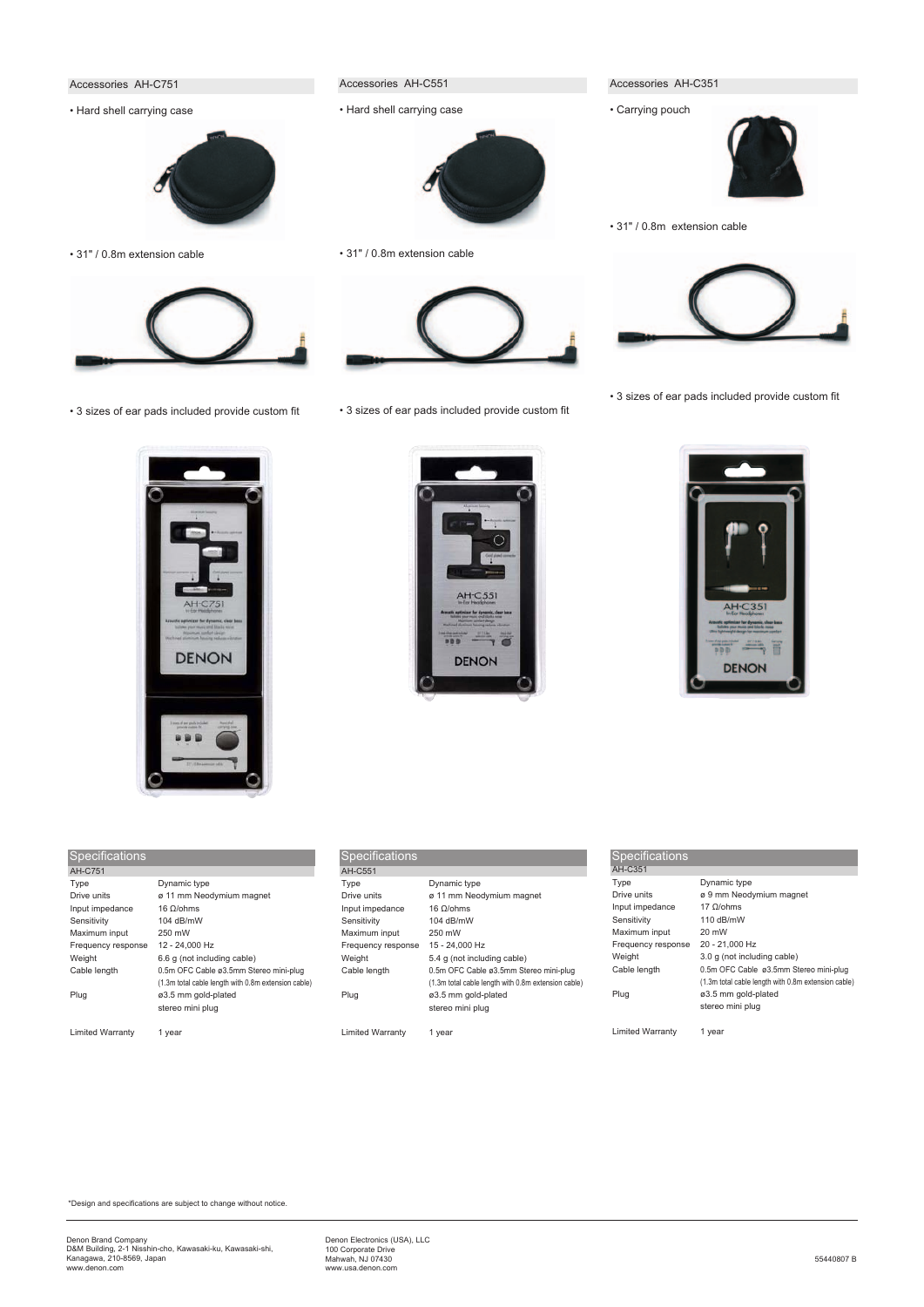## Accessories AH-C751

- Hard shell carrying case
- 31" / 0.8m extension cable
- 3 sizes of ear pads included provide custom fit

## Accessories AH-C551

- Hard shell carrying case
- 31" / 0.8m extension cable
- 3 sizes of ear pads included provide custom fit

## Accessories AH-C351

- Carrying pouch
- 31" / 0.8m extension cable
- 3 sizes of ear pads included provide custom fit

## Specifications

**AH-C751**

| | |
|---|---|
| Type | Dynamic type |
| Drive units | ø 11 mm Neodymium magnet |
| Input impedance | 16 Ω/ohms |
| Sensitivity | 104 dB/mW |
| Maximum input | 250 mW |
| Frequency response | 12 - 24,000 Hz |
| Weight | 6.6 g (not including cable) |
| Cable length | 0.5m OFC Cable ø3.5mm Stereo mini-plug (1.3m total cable length with 0.8m extension cable) |
| Plug | ø3.5 mm gold-plated stereo mini plug |
| Limited Warranty | 1 year |

## Specifications

**AH-C551**

| | |
|---|---|
| Type | Dynamic type |
| Drive units | ø 11 mm Neodymium magnet |
| Input impedance | 16 Ω/ohms |
| Sensitivity | 104 dB/mW |
| Maximum input | 250 mW |
| Frequency response | 15 - 24,000 Hz |
| Weight | 5.4 g (not including cable) |
| Cable length | 0.5m OFC Cable ø3.5mm Stereo mini-plug (1.3m total cable length with 0.8m extension cable) |
| Plug | ø3.5 mm gold-plated stereo mini plug |
| Limited Warranty | 1 year |

## Specifications

**AH-C351**

| | |
|---|---|
| Type | Dynamic type |
| Drive units | ø 9 mm Neodymium magnet |
| Input impedance | 17 Ω/ohms |
| Sensitivity | 110 dB/mW |
| Maximum input | 20 mW |
| Frequency response | 20 - 21,000 Hz |
| Weight | 3.0 g (not including cable) |
| Cable length | 0.5m OFC Cable ø3.5mm Stereo mini-plug (1.3m total cable length with 0.8m extension cable) |
| Plug | ø3.5 mm gold-plated stereo mini plug |
| Limited Warranty | 1 year |

*Design and specifications are subject to change without notice.

Denon Brand Company
D&M Building, 2-1 Nisshin-cho, Kawasaki-ku, Kawasaki-shi,
Kanagawa, 210-8569, Japan
www.denon.com

Denon Electronics (USA), LLC
100 Corporate Drive
Mahwah, NJ 07430
www.usa.denon.com

55440807 B